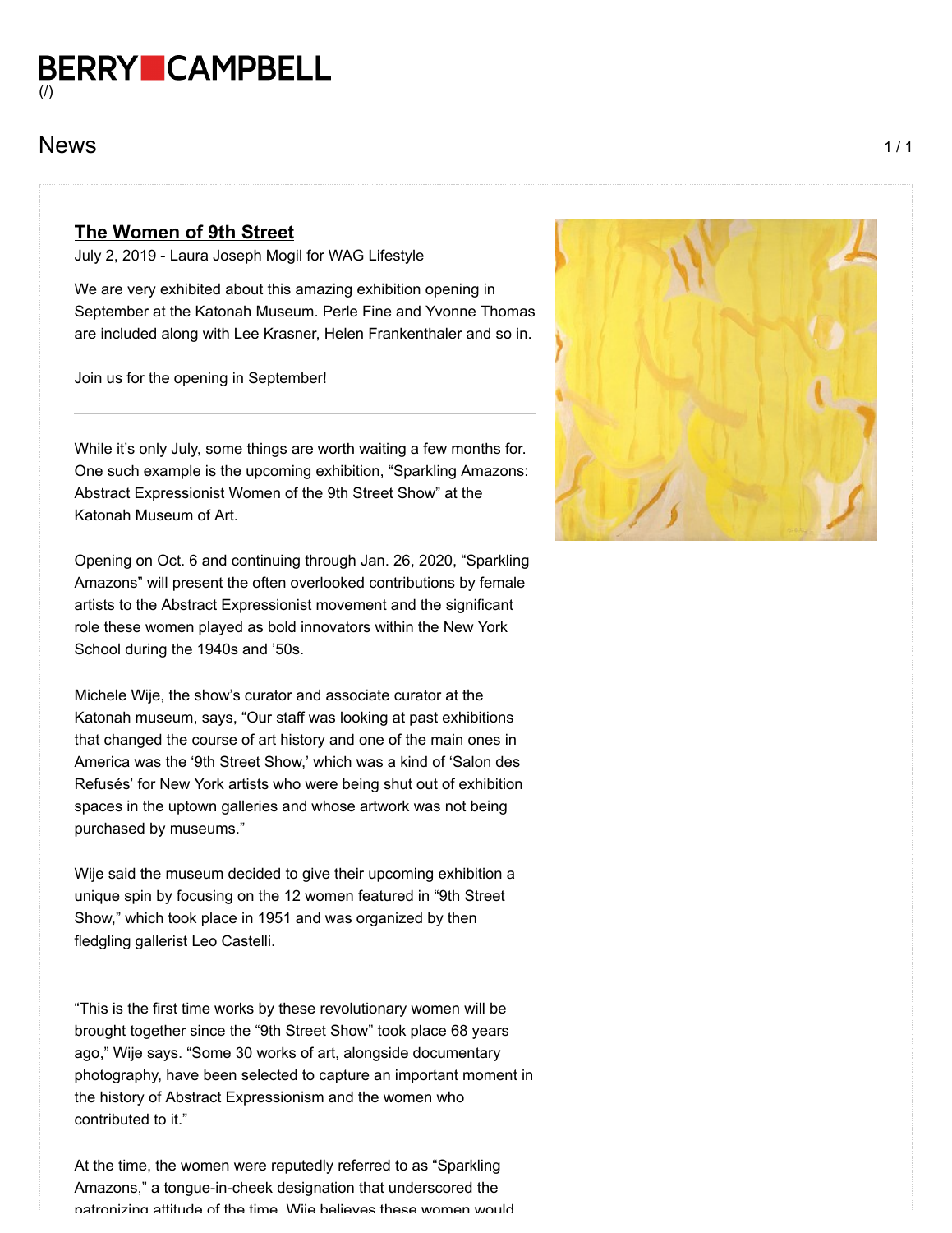# BERRY CAMPBELL

## News

### The Women of 9th Street

July 2, 2019 - Laura Joseph Mogil for WAG Lifestyle

We are very exhibited about this amazing exhibition opening in September at the Katonah Museum. Perle Fine and Yvonne Thomas are included along with Lee Krasner, Helen Frankenthaler and so in.

Join us for the opening in September!

---

While it's only July, some things are worth waiting a few months for. One such example is the upcoming exhibition, "Sparkling Amazons: Abstract Expressionist Women of the 9th Street Show" at the Katonah Museum of Art.

Opening on Oct. 6 and continuing through Jan. 26, 2020, "Sparkling Amazons" will present the often overlooked contributions by female artists to the Abstract Expressionist movement and the significant role these women played as bold innovators within the New York School during the 1940s and '50s.

Michele Wije, the show's curator and associate curator at the Katonah museum, says, "Our staff was looking at past exhibitions that changed the course of art history and one of the main ones in America was the '9th Street Show,' which was a kind of 'Salon des Refusés' for New York artists who were being shut out of exhibition spaces in the uptown galleries and whose artwork was not being purchased by museums."

Wije said the museum decided to give their upcoming exhibition a unique spin by focusing on the 12 women featured in "9th Street Show," which took place in 1951 and was organized by then fledgling gallerist Leo Castelli.

"This is the first time works by these revolutionary women will be brought together since the "9th Street Show" took place 68 years ago," Wije says. "Some 30 works of art, alongside documentary photography, have been selected to capture an important moment in the history of Abstract Expressionism and the women who contributed to it."

At the time, the women were reputedly referred to as "Sparkling Amazons," a tongue-in-cheek designation that underscored the patronizing attitude of the time. Wije believes these women would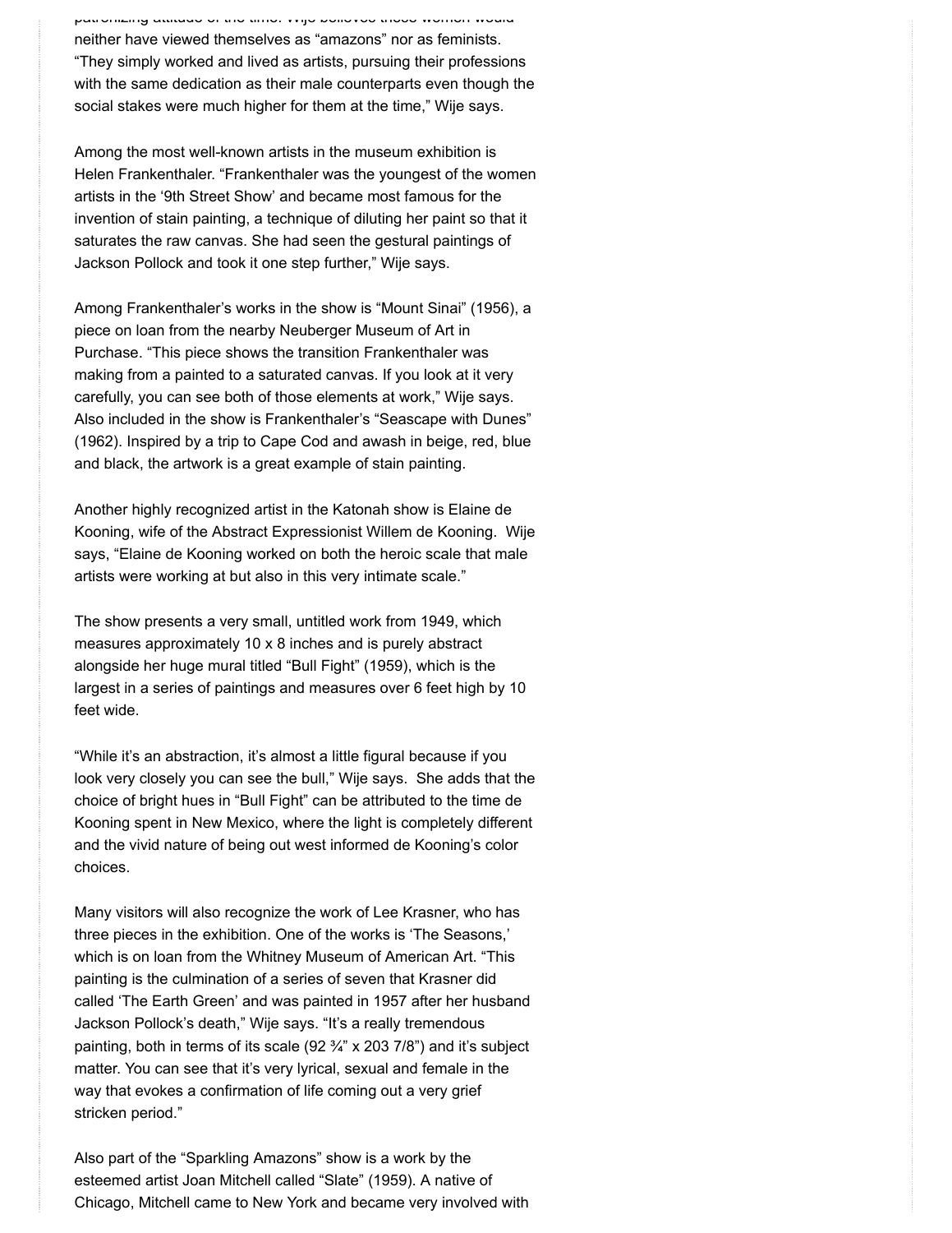patronizing attitude of the time. Wije believes these women would neither have viewed themselves as “amazons” nor as feminists. “They simply worked and lived as artists, pursuing their professions with the same dedication as their male counterparts even though the social stakes were much higher for them at the time,” Wije says.

Among the most well-known artists in the museum exhibition is Helen Frankenthaler. “Frankenthaler was the youngest of the women artists in the ‘9th Street Show’ and became most famous for the invention of stain painting, a technique of diluting her paint so that it saturates the raw canvas. She had seen the gestural paintings of Jackson Pollock and took it one step further,” Wije says.

Among Frankenthaler’s works in the show is “Mount Sinai” (1956), a piece on loan from the nearby Neuberger Museum of Art in Purchase. “This piece shows the transition Frankenthaler was making from a painted to a saturated canvas. If you look at it very carefully, you can see both of those elements at work,” Wije says. Also included in the show is Frankenthaler’s “Seascape with Dunes” (1962). Inspired by a trip to Cape Cod and awash in beige, red, blue and black, the artwork is a great example of stain painting.

Another highly recognized artist in the Katonah show is Elaine de Kooning, wife of the Abstract Expressionist Willem de Kooning. Wije says, “Elaine de Kooning worked on both the heroic scale that male artists were working at but also in this very intimate scale.”

The show presents a very small, untitled work from 1949, which measures approximately 10 x 8 inches and is purely abstract alongside her huge mural titled “Bull Fight” (1959), which is the largest in a series of paintings and measures over 6 feet high by 10 feet wide.

“While it’s an abstraction, it’s almost a little figural because if you look very closely you can see the bull,” Wije says. She adds that the choice of bright hues in “Bull Fight” can be attributed to the time de Kooning spent in New Mexico, where the light is completely different and the vivid nature of being out west informed de Kooning’s color choices.

Many visitors will also recognize the work of Lee Krasner, who has three pieces in the exhibition. One of the works is ‘The Seasons,’ which is on loan from the Whitney Museum of American Art. “This painting is the culmination of a series of seven that Krasner did called ‘The Earth Green’ and was painted in 1957 after her husband Jackson Pollock’s death,” Wije says. “It’s a really tremendous painting, both in terms of its scale (92 ¾” x 203 7/8”) and it’s subject matter. You can see that it’s very lyrical, sexual and female in the way that evokes a confirmation of life coming out a very grief stricken period.”

Also part of the “Sparkling Amazons” show is a work by the esteemed artist Joan Mitchell called “Slate” (1959). A native of Chicago, Mitchell came to New York and became very involved with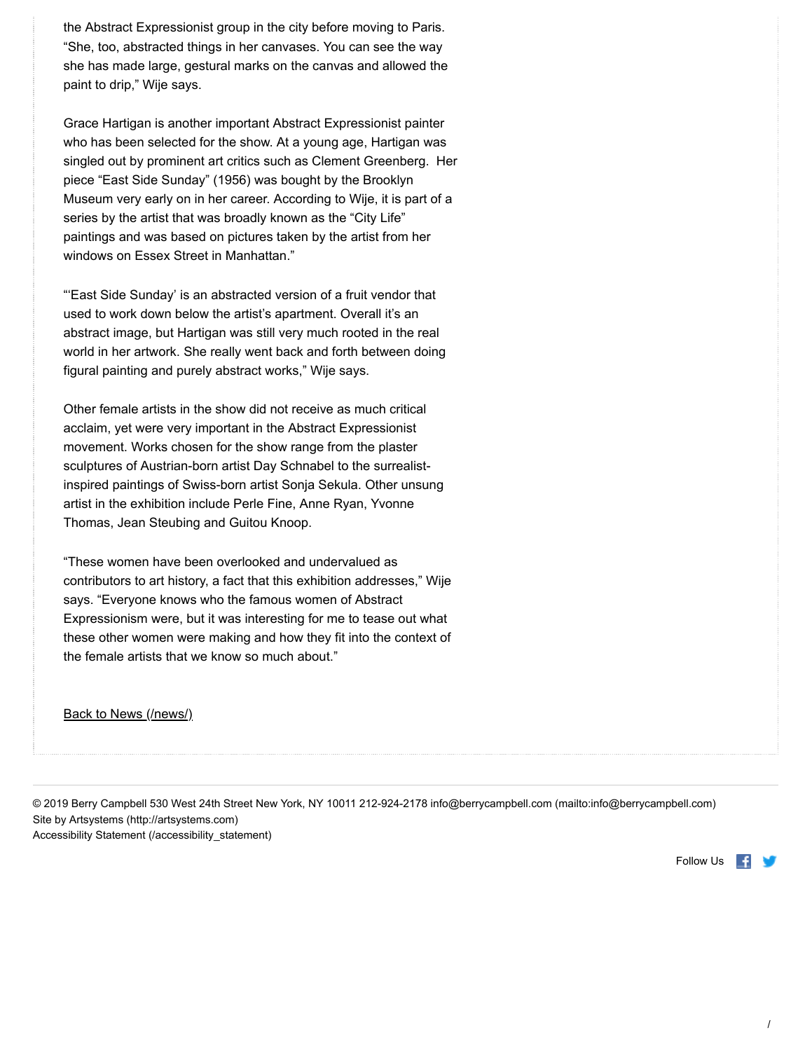the Abstract Expressionist group in the city before moving to Paris. "She, too, abstracted things in her canvases. You can see the way she has made large, gestural marks on the canvas and allowed the paint to drip," Wije says.

Grace Hartigan is another important Abstract Expressionist painter who has been selected for the show. At a young age, Hartigan was singled out by prominent art critics such as Clement Greenberg. Her piece "East Side Sunday" (1956) was bought by the Brooklyn Museum very early on in her career. According to Wije, it is part of a series by the artist that was broadly known as the "City Life" paintings and was based on pictures taken by the artist from her windows on Essex Street in Manhattan."

"'East Side Sunday' is an abstracted version of a fruit vendor that used to work down below the artist's apartment. Overall it's an abstract image, but Hartigan was still very much rooted in the real world in her artwork. She really went back and forth between doing figural painting and purely abstract works," Wije says.

Other female artists in the show did not receive as much critical acclaim, yet were very important in the Abstract Expressionist movement. Works chosen for the show range from the plaster sculptures of Austrian-born artist Day Schnabel to the surrealist-inspired paintings of Swiss-born artist Sonja Sekula. Other unsung artist in the exhibition include Perle Fine, Anne Ryan, Yvonne Thomas, Jean Steubing and Guitou Knoop.

"These women have been overlooked and undervalued as contributors to art history, a fact that this exhibition addresses," Wije says. "Everyone knows who the famous women of Abstract Expressionism were, but it was interesting for me to tease out what these other women were making and how they fit into the context of the female artists that we know so much about."

Back to News (/news/)

© 2019 Berry Campbell 530 West 24th Street New York, NY 10011 212-924-2178 info@berrycampbell.com (mailto:info@berrycampbell.com)
Site by Artsystems (http://artsystems.com)
Accessibility Statement (/accessibility_statement)

Follow Us